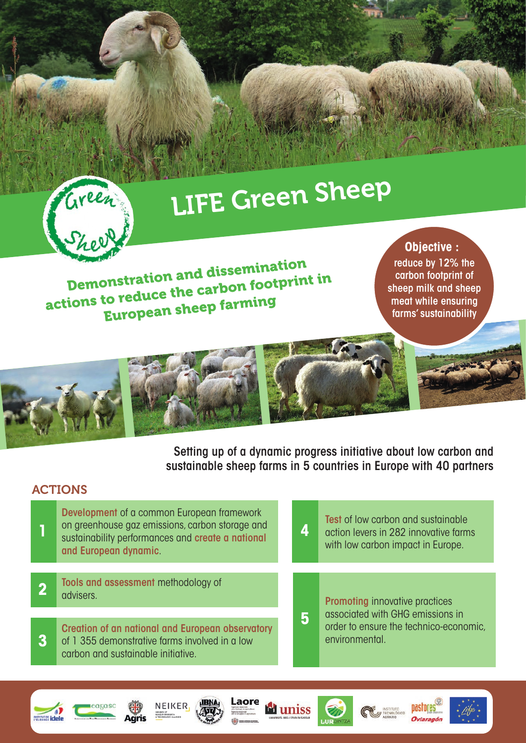# LIFE Green Sheep

## Demonstration and dissemination actions to reduce the carbon footprint in European sheep farming

**Objective :**
reduce by 12% the carbon footprint of sheep milk and sheep meat while ensuring farms' sustainability

Setting up of a dynamic progress initiative about low carbon and sustainable sheep farms in 5 countries in Europe with 40 partners

## ACTIONS

1. **Development** of a common European framework on greenhouse gaz emissions, carbon storage and sustainability performances and **create a national and European dynamic**.

2. **Tools and assessment** methodology of advisers.

3. **Creation of an national and European observatory** of 1 355 demonstrative farms involved in a low carbon and sustainable initiative.

4. **Test** of low carbon and sustainable action levers in 282 innovative farms with low carbon impact in Europe.

5. **Promoting** innovative practices associated with GHG emissions in order to ensure the technico-economic, environmental.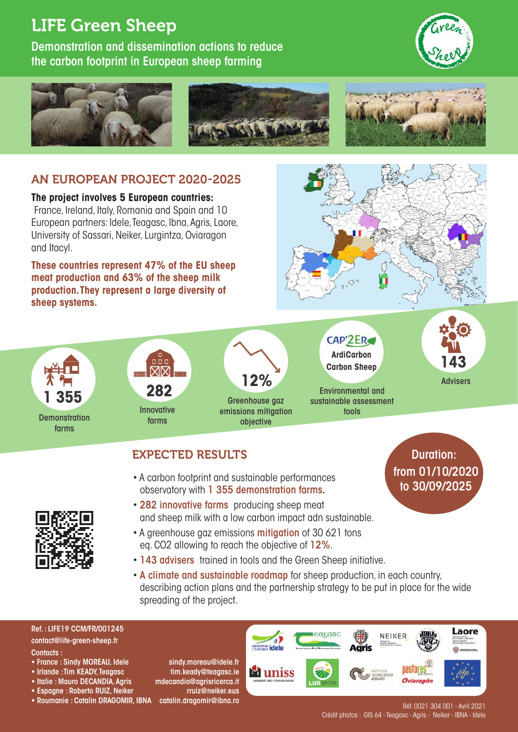# LIFE Green Sheep

Demonstration and dissemination actions to reduce the carbon footprint in European sheep farming

## AN EUROPEAN PROJECT 2020-2025

**The project involves 5 European countries:** France, Ireland, Italy, Romania and Spain and 10 European partners: Idele, Teagasc, Ibna, Agris, Laore, University of Sassari, Neiker, Lurgintza, Oviaragon and Itacyl.

**These countries represent 47% of the EU sheep meat production and 63% of the sheep milk production. They represent a large diversity of sheep systems.**

**1 355** Demonstration farms

**282** Innovative farms

**12%** Greenhouse gaz emissions mitigation objective

CAP'2ER, ArdiCarbon, Carbon Sheep — Environmental and sustainable assessment tools

**143** Advisers

## EXPECTED RESULTS

- A carbon footprint and sustainable performances observatory with **1 355 demonstration farms**.
- **282 innovative farms** producing sheep meat and sheep milk with a low carbon impact adn sustainable.
- A greenhouse gaz emissions **mitigation** of 30 621 tons eq. $CO_2$ allowing to reach the objective of **12%**.
- **143 advisers** trained in tools and the Green Sheep initiative.
- **A climate and sustainable roadmap** for sheep production, in each country, describing action plans and the partnership strategy to be put in place for the wide spreading of the project.

**Duration: from 01/10/2020 to 30/09/2025**

Ref. : LIFE19 CCM/FR/001245

contact@life-green-sheep.fr

Contacts :

- France : Sindy MOREAU, Idele — sindy.moreau@idele.fr
- Irlande : Tim KEADY, Teagasc — tim.keady@teagasc.ie
- Italie : Mauro DECANDIA, Agris — mdecandia@agrisricerca.it
- Espagne : Roberto RUIZ, Neiker — rruiz@neiker.eus
- Roumanie : Catalin DRAGOMIR, IBNA — catalin.dragomir@ibna.ro

Réf. 0021 304 001 - Avril 2021

Crédit photos : GIS 64 - Teagasc - Agris - Neiker - IBNA - Idele